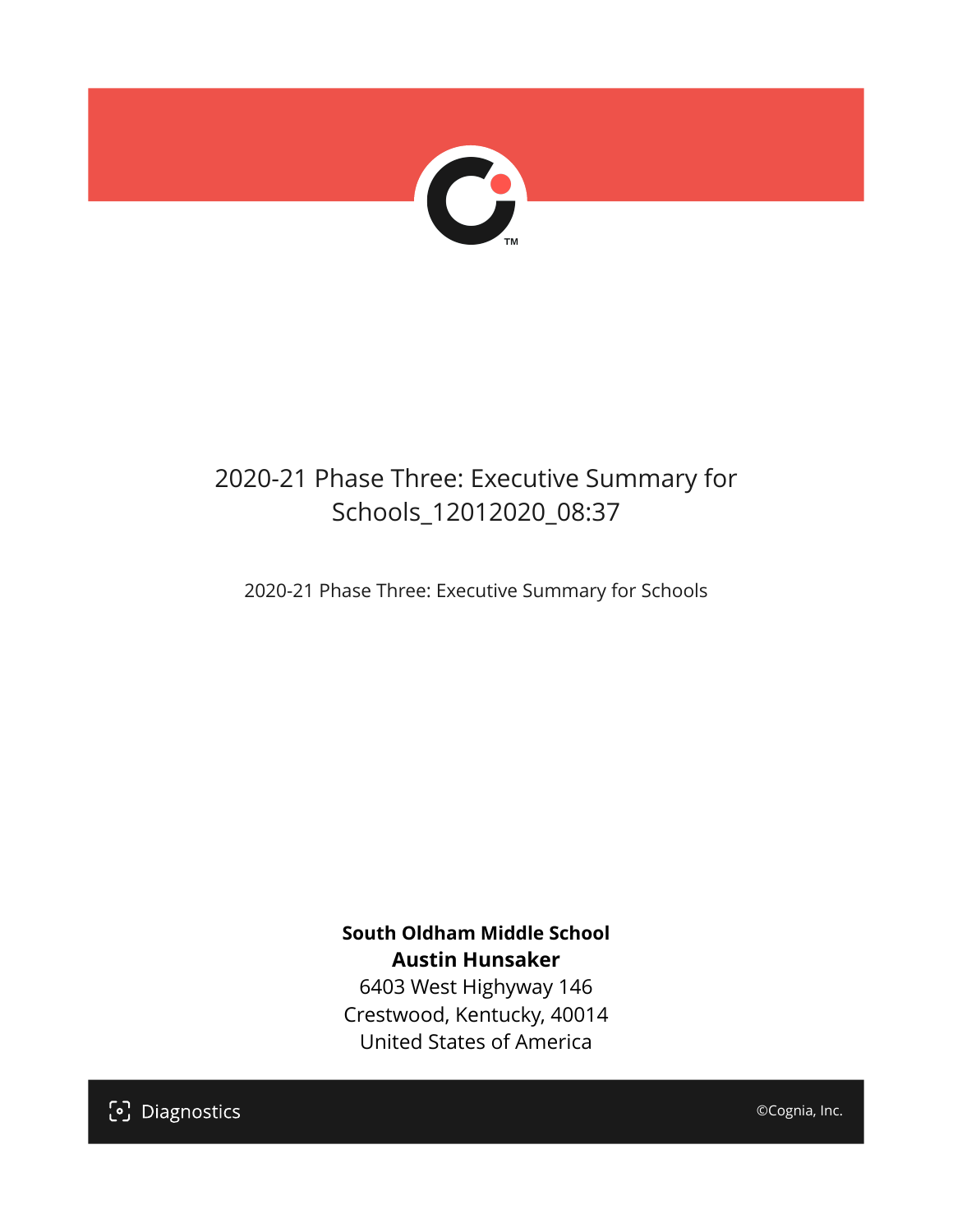# 2020-21 Phase Three: Executive Summary for Schools_12012020_08:37

2020-21 Phase Three: Executive Summary for Schools

**South Oldham Middle School**
**Austin Hunsaker**
6403 West Highyway 146
Crestwood, Kentucky, 40014
United States of America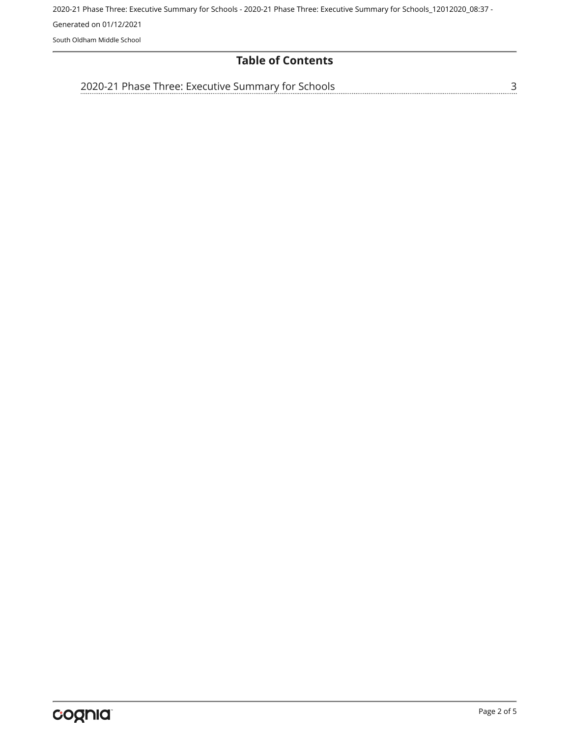# Table of Contents

2020-21 Phase Three: Executive Summary for Schools ........ 3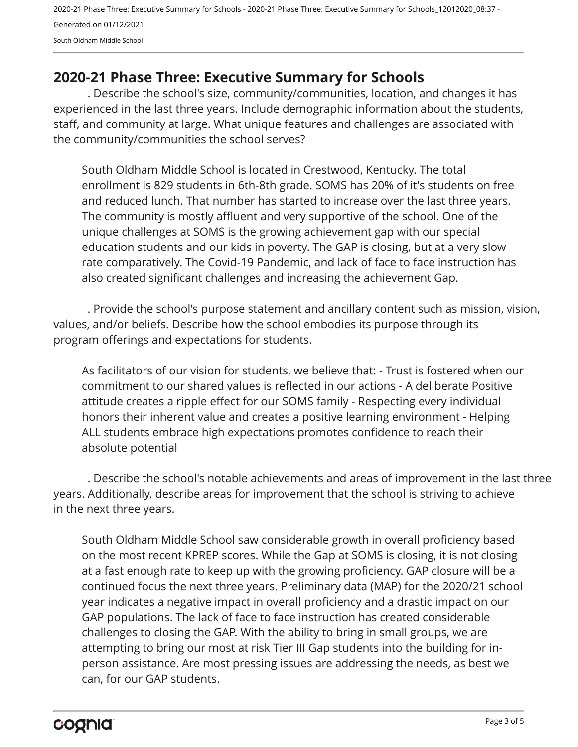## 2020-21 Phase Three: Executive Summary for Schools

. Describe the school's size, community/communities, location, and changes it has experienced in the last three years. Include demographic information about the students, staff, and community at large. What unique features and challenges are associated with the community/communities the school serves?

South Oldham Middle School is located in Crestwood, Kentucky. The total enrollment is 829 students in 6th-8th grade. SOMS has 20% of it's students on free and reduced lunch. That number has started to increase over the last three years. The community is mostly affluent and very supportive of the school. One of the unique challenges at SOMS is the growing achievement gap with our special education students and our kids in poverty. The GAP is closing, but at a very slow rate comparatively. The Covid-19 Pandemic, and lack of face to face instruction has also created significant challenges and increasing the achievement Gap.

. Provide the school's purpose statement and ancillary content such as mission, vision, values, and/or beliefs. Describe how the school embodies its purpose through its program offerings and expectations for students.

As facilitators of our vision for students, we believe that: - Trust is fostered when our commitment to our shared values is reflected in our actions - A deliberate Positive attitude creates a ripple effect for our SOMS family - Respecting every individual honors their inherent value and creates a positive learning environment - Helping ALL students embrace high expectations promotes confidence to reach their absolute potential

. Describe the school's notable achievements and areas of improvement in the last three years. Additionally, describe areas for improvement that the school is striving to achieve in the next three years.

South Oldham Middle School saw considerable growth in overall proficiency based on the most recent KPREP scores. While the Gap at SOMS is closing, it is not closing at a fast enough rate to keep up with the growing proficiency. GAP closure will be a continued focus the next three years. Preliminary data (MAP) for the 2020/21 school year indicates a negative impact in overall proficiency and a drastic impact on our GAP populations. The lack of face to face instruction has created considerable challenges to closing the GAP. With the ability to bring in small groups, we are attempting to bring our most at risk Tier III Gap students into the building for in-person assistance. Are most pressing issues are addressing the needs, as best we can, for our GAP students.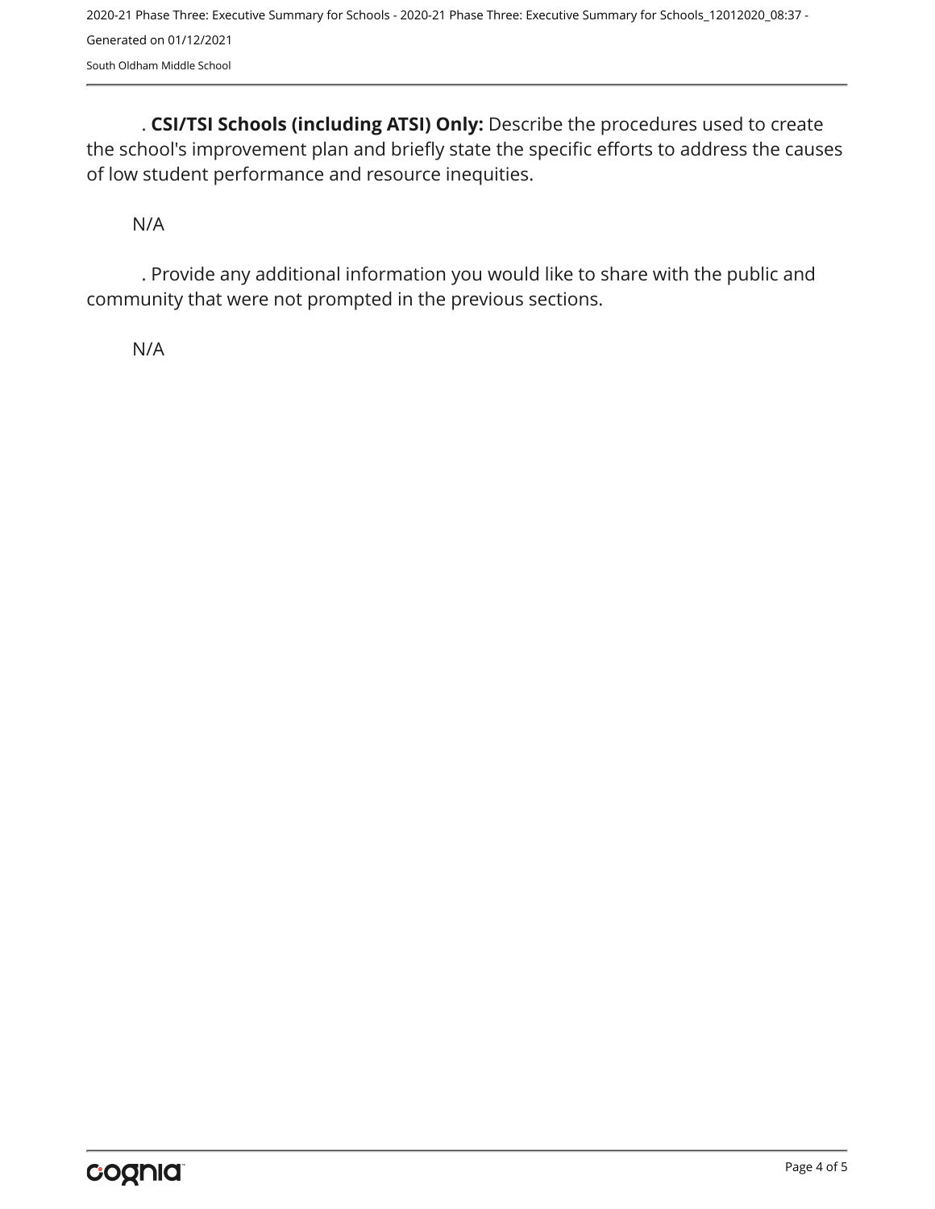. **CSI/TSI Schools (including ATSI) Only:** Describe the procedures used to create the school's improvement plan and briefly state the specific efforts to address the causes of low student performance and resource inequities.

N/A

. Provide any additional information you would like to share with the public and community that were not prompted in the previous sections.

N/A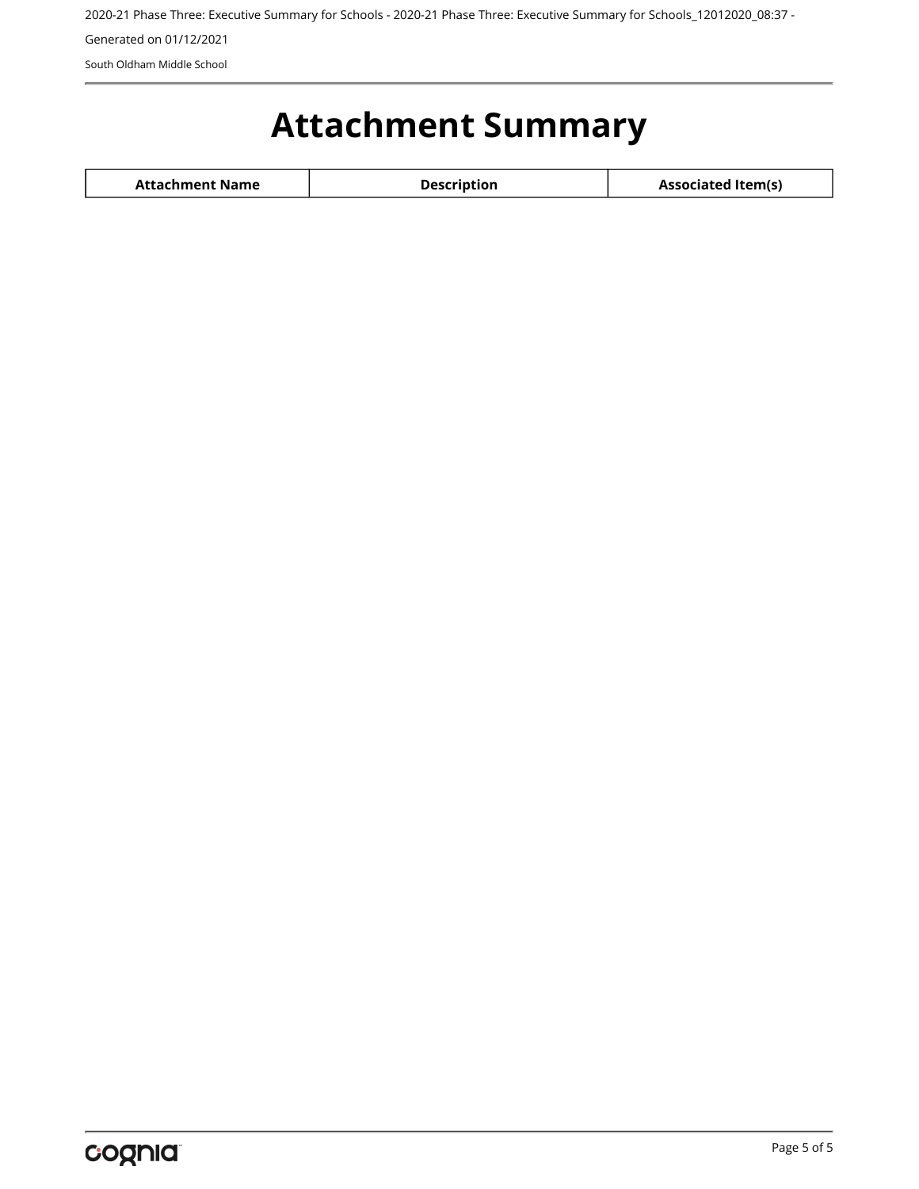# Attachment Summary

| Attachment Name | Description | Associated Item(s) |
|---|---|---|